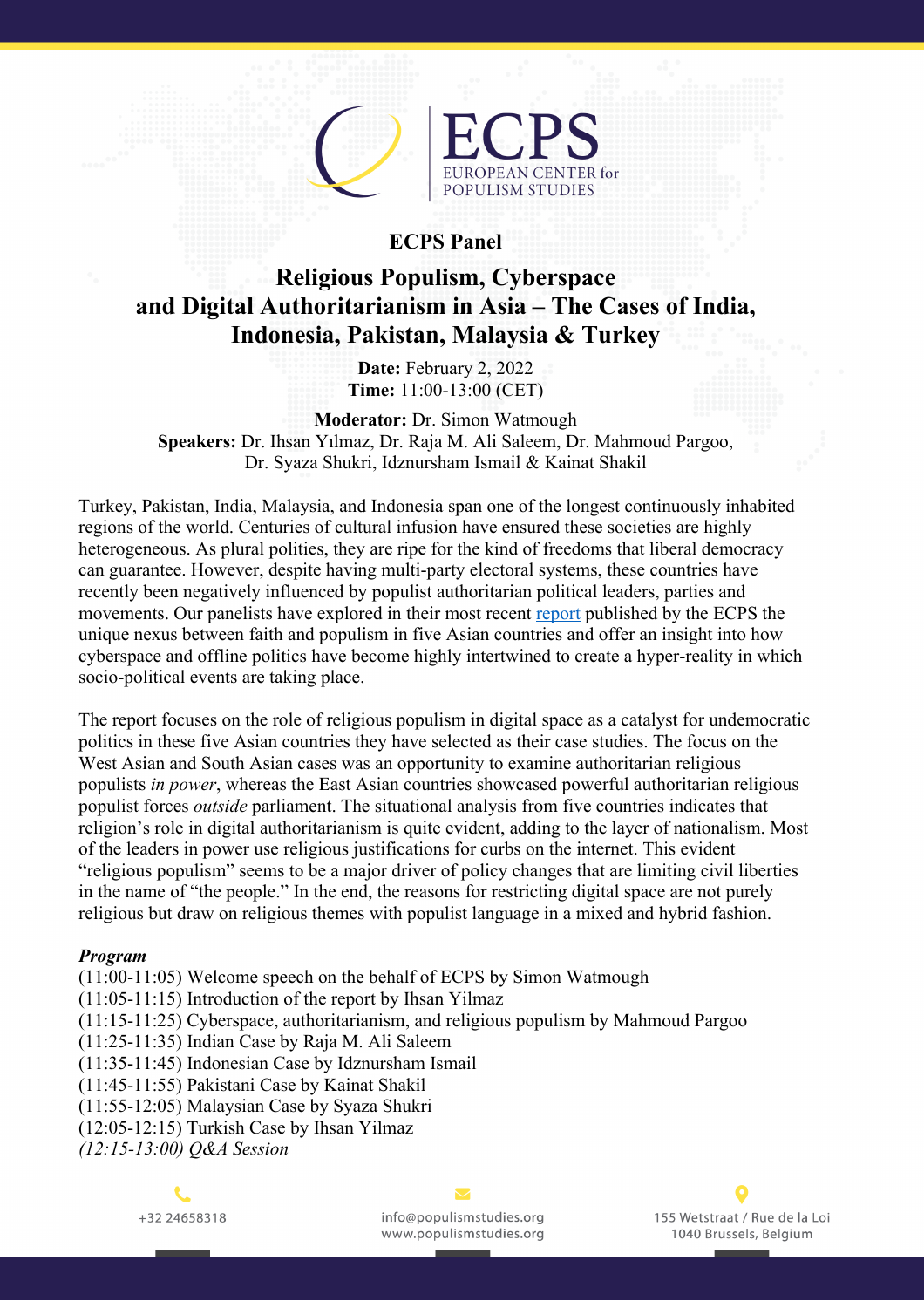ECPS
EUROPEAN CENTER for
POPULISM STUDIES

## ECPS Panel

# Religious Populism, Cyberspace and Digital Authoritarianism in Asia – The Cases of India, Indonesia, Pakistan, Malaysia & Turkey

**Date:** February 2, 2022
**Time:** 11:00-13:00 (CET)

**Moderator:** Dr. Simon Watmough
**Speakers:** Dr. Ihsan Yılmaz, Dr. Raja M. Ali Saleem, Dr. Mahmoud Pargoo, Dr. Syaza Shukri, Idznursham Ismail & Kainat Shakil

Turkey, Pakistan, India, Malaysia, and Indonesia span one of the longest continuously inhabited regions of the world. Centuries of cultural infusion have ensured these societies are highly heterogeneous. As plural polities, they are ripe for the kind of freedoms that liberal democracy can guarantee. However, despite having multi-party electoral systems, these countries have recently been negatively influenced by populist authoritarian political leaders, parties and movements. Our panelists have explored in their most recent report published by the ECPS the unique nexus between faith and populism in five Asian countries and offer an insight into how cyberspace and offline politics have become highly intertwined to create a hyper-reality in which socio-political events are taking place.

The report focuses on the role of religious populism in digital space as a catalyst for undemocratic politics in these five Asian countries they have selected as their case studies. The focus on the West Asian and South Asian cases was an opportunity to examine authoritarian religious populists *in power*, whereas the East Asian countries showcased powerful authoritarian religious populist forces *outside* parliament. The situational analysis from five countries indicates that religion's role in digital authoritarianism is quite evident, adding to the layer of nationalism. Most of the leaders in power use religious justifications for curbs on the internet. This evident "religious populism" seems to be a major driver of policy changes that are limiting civil liberties in the name of "the people." In the end, the reasons for restricting digital space are not purely religious but draw on religious themes with populist language in a mixed and hybrid fashion.

***Program***

(11:00-11:05) Welcome speech on the behalf of ECPS by Simon Watmough
(11:05-11:15) Introduction of the report by Ihsan Yilmaz
(11:15-11:25) Cyberspace, authoritarianism, and religious populism by Mahmoud Pargoo
(11:25-11:35) Indian Case by Raja M. Ali Saleem
(11:35-11:45) Indonesian Case by Idznursham Ismail
(11:45-11:55) Pakistani Case by Kainat Shakil
(11:55-12:05) Malaysian Case by Syaza Shukri
(12:05-12:15) Turkish Case by Ihsan Yilmaz
*(12:15-13:00) Q&A Session*

+32 24658318
info@populismstudies.org
www.populismstudies.org
155 Wetstraat / Rue de la Loi
1040 Brussels, Belgium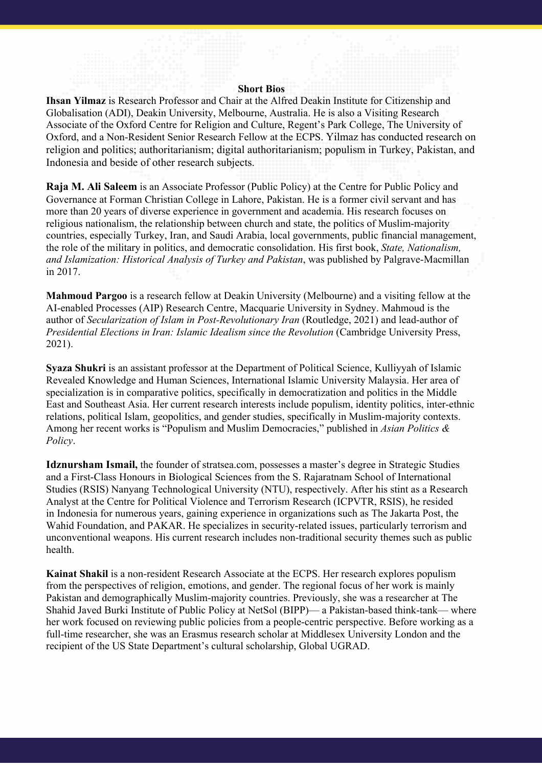## Short Bios

**Ihsan Yilmaz** is Research Professor and Chair at the Alfred Deakin Institute for Citizenship and Globalisation (ADI), Deakin University, Melbourne, Australia. He is also a Visiting Research Associate of the Oxford Centre for Religion and Culture, Regent's Park College, The University of Oxford, and a Non-Resident Senior Research Fellow at the ECPS. Yilmaz has conducted research on religion and politics; authoritarianism; digital authoritarianism; populism in Turkey, Pakistan, and Indonesia and beside of other research subjects.

**Raja M. Ali Saleem** is an Associate Professor (Public Policy) at the Centre for Public Policy and Governance at Forman Christian College in Lahore, Pakistan. He is a former civil servant and has more than 20 years of diverse experience in government and academia. His research focuses on religious nationalism, the relationship between church and state, the politics of Muslim-majority countries, especially Turkey, Iran, and Saudi Arabia, local governments, public financial management, the role of the military in politics, and democratic consolidation. His first book, *State, Nationalism, and Islamization: Historical Analysis of Turkey and Pakistan*, was published by Palgrave-Macmillan in 2017.

**Mahmoud Pargoo** is a research fellow at Deakin University (Melbourne) and a visiting fellow at the AI-enabled Processes (AIP) Research Centre, Macquarie University in Sydney. Mahmoud is the author of *Secularization of Islam in Post-Revolutionary Iran* (Routledge, 2021) and lead-author of *Presidential Elections in Iran: Islamic Idealism since the Revolution* (Cambridge University Press, 2021).

**Syaza Shukri** is an assistant professor at the Department of Political Science, Kulliyyah of Islamic Revealed Knowledge and Human Sciences, International Islamic University Malaysia. Her area of specialization is in comparative politics, specifically in democratization and politics in the Middle East and Southeast Asia. Her current research interests include populism, identity politics, inter-ethnic relations, political Islam, geopolitics, and gender studies, specifically in Muslim-majority contexts. Among her recent works is "Populism and Muslim Democracies," published in *Asian Politics & Policy*.

**Idznursham Ismail,** the founder of stratsea.com, possesses a master's degree in Strategic Studies and a First-Class Honours in Biological Sciences from the S. Rajaratnam School of International Studies (RSIS) Nanyang Technological University (NTU), respectively. After his stint as a Research Analyst at the Centre for Political Violence and Terrorism Research (ICPVTR, RSIS), he resided in Indonesia for numerous years, gaining experience in organizations such as The Jakarta Post, the Wahid Foundation, and PAKAR. He specializes in security-related issues, particularly terrorism and unconventional weapons. His current research includes non-traditional security themes such as public health.

**Kainat Shakil** is a non-resident Research Associate at the ECPS. Her research explores populism from the perspectives of religion, emotions, and gender. The regional focus of her work is mainly Pakistan and demographically Muslim-majority countries. Previously, she was a researcher at The Shahid Javed Burki Institute of Public Policy at NetSol (BIPP)— a Pakistan-based think-tank— where her work focused on reviewing public policies from a people-centric perspective. Before working as a full-time researcher, she was an Erasmus research scholar at Middlesex University London and the recipient of the US State Department's cultural scholarship, Global UGRAD.